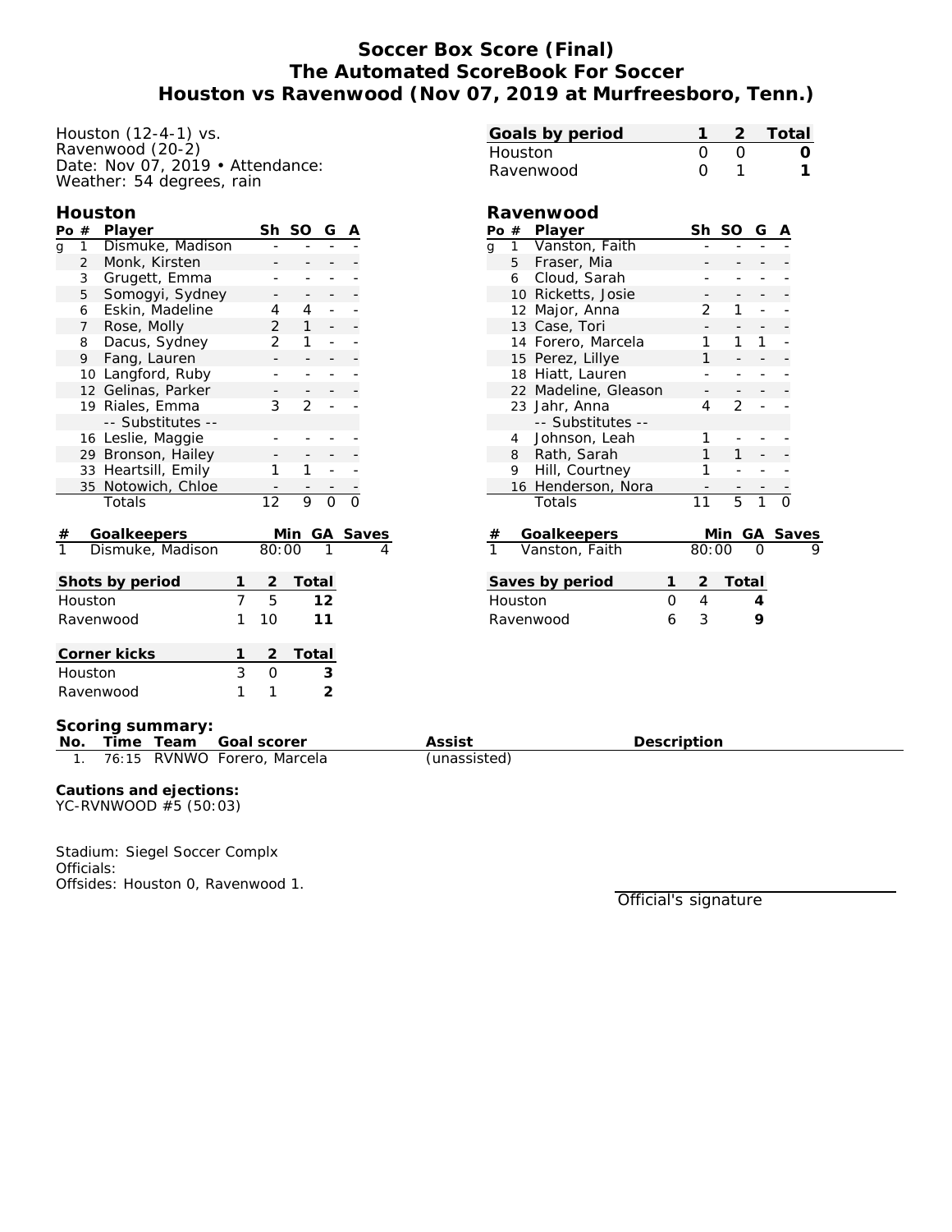# Soccer Box Score (Final)
# The Automated ScoreBook For Soccer
# Houston vs Ravenwood (Nov 07, 2019 at Murfreesboro, Tenn.)

Houston (12-4-1) vs.
Ravenwood (20-2)
Date: Nov 07, 2019 • Attendance:
Weather: 54 degrees, rain

| Goals by period | 1 | 2 | Total |
|---|---|---|---|
| Houston | 0 | 0 | **0** |
| Ravenwood | 0 | 1 | **1** |

## Houston

| Po | # | Player | Sh | SO | G | A |
|---|---|---|---|---|---|---|
| g | 1 | Dismuke, Madison | - | - | - | - |
| | 2 | Monk, Kirsten | - | - | - | - |
| | 3 | Grugett, Emma | - | - | - | - |
| | 5 | Somogyi, Sydney | - | - | - | - |
| | 6 | Eskin, Madeline | 4 | 4 | - | - |
| | 7 | Rose, Molly | 2 | 1 | - | - |
| | 8 | Dacus, Sydney | 2 | 1 | - | - |
| | 9 | Fang, Lauren | - | - | - | - |
| | 10 | Langford, Ruby | - | - | - | - |
| | 12 | Gelinas, Parker | - | - | - | - |
| | 19 | Riales, Emma | 3 | 2 | - | - |
| | | -- Substitutes -- | | | | |
| | 16 | Leslie, Maggie | - | - | - | - |
| | 29 | Bronson, Hailey | - | - | - | - |
| | 33 | Heartsill, Emily | 1 | 1 | - | - |
| | 35 | Notowich, Chloe | - | - | - | - |
| | | Totals | 12 | 9 | 0 | 0 |

| # | Goalkeepers | Min | GA | Saves |
|---|---|---|---|---|
| 1 | Dismuke, Madison | 80:00 | 1 | 4 |

| Shots by period | 1 | 2 | Total |
|---|---|---|---|
| Houston | 7 | 5 | **12** |
| Ravenwood | 1 | 10 | **11** |

| Corner kicks | 1 | 2 | Total |
|---|---|---|---|
| Houston | 3 | 0 | **3** |
| Ravenwood | 1 | 1 | **2** |

## Ravenwood

| Po | # | Player | Sh | SO | G | A |
|---|---|---|---|---|---|---|
| g | 1 | Vanston, Faith | - | - | - | - |
| | 5 | Fraser, Mia | - | - | - | - |
| | 6 | Cloud, Sarah | - | - | - | - |
| | 10 | Ricketts, Josie | - | - | - | - |
| | 12 | Major, Anna | 2 | 1 | - | - |
| | 13 | Case, Tori | - | - | - | - |
| | 14 | Forero, Marcela | 1 | 1 | 1 | - |
| | 15 | Perez, Lillye | 1 | - | - | - |
| | 18 | Hiatt, Lauren | - | - | - | - |
| | 22 | Madeline, Gleason | - | - | - | - |
| | 23 | Jahr, Anna | 4 | 2 | - | - |
| | | -- Substitutes -- | | | | |
| | 4 | Johnson, Leah | 1 | - | - | - |
| | 8 | Rath, Sarah | 1 | 1 | - | - |
| | 9 | Hill, Courtney | 1 | - | - | - |
| | 16 | Henderson, Nora | - | - | - | - |
| | | Totals | 11 | 5 | 1 | 0 |

| # | Goalkeepers | Min | GA | Saves |
|---|---|---|---|---|
| 1 | Vanston, Faith | 80:00 | 0 | 9 |

| Saves by period | 1 | 2 | Total |
|---|---|---|---|
| Houston | 0 | 4 | **4** |
| Ravenwood | 6 | 3 | **9** |

**Scoring summary:**

| No. | Time | Team | Goal scorer | Assist | Description |
|---|---|---|---|---|---|
| 1. | 76:15 | RVNWO | Forero, Marcela | (unassisted) | |

**Cautions and ejections:**
YC-RVNWOOD #5 (50:03)

Stadium: Siegel Soccer Complx
Officials:
Offsides: Houston 0, Ravenwood 1.

Official's signature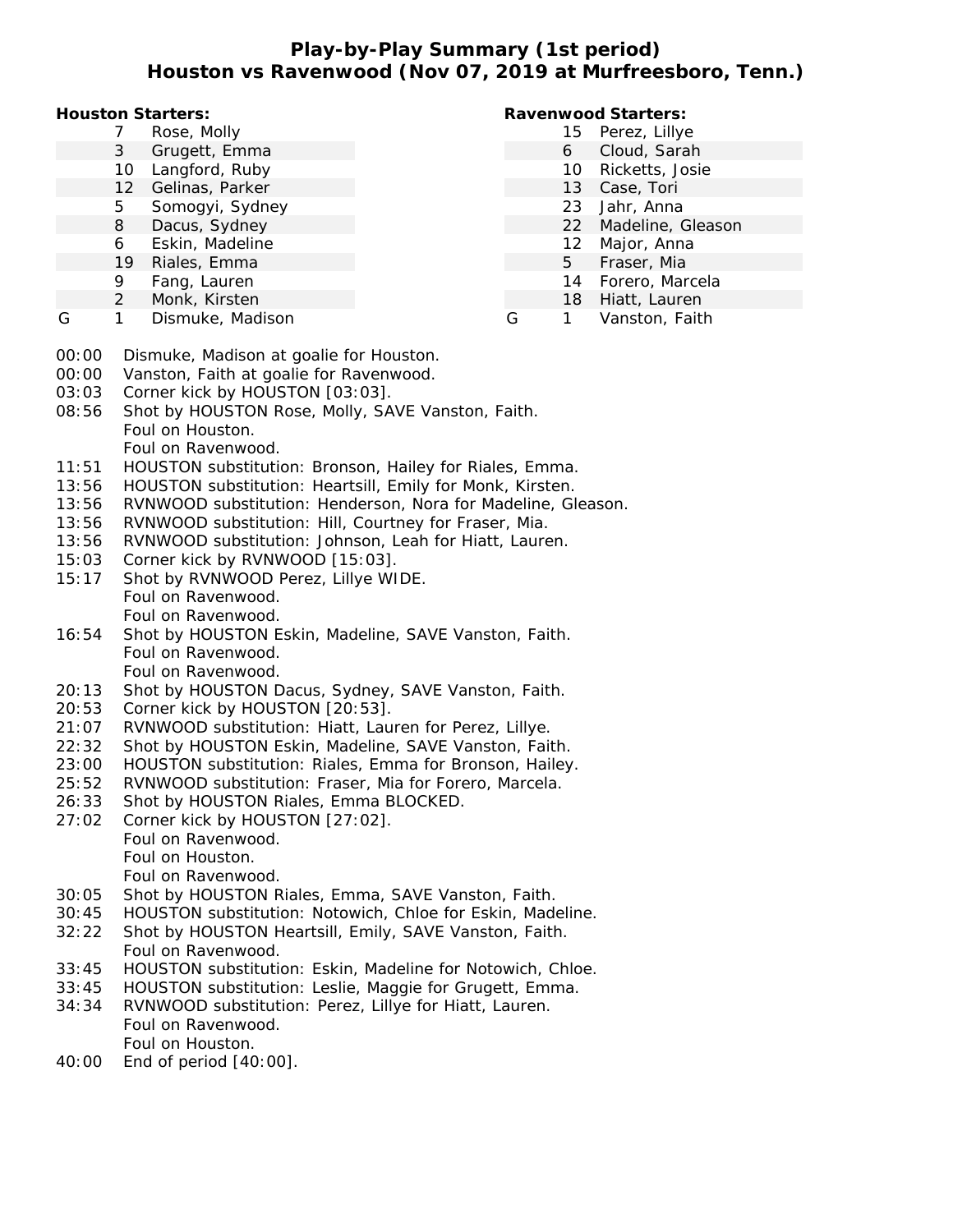# Play-by-Play Summary (1st period)
## Houston vs Ravenwood (Nov 07, 2019 at Murfreesboro, Tenn.)

**Houston Starters:**

| | # | Name |
|---|---|---|
| | 7 | Rose, Molly |
| | 3 | Grugett, Emma |
| | 10 | Langford, Ruby |
| | 12 | Gelinas, Parker |
| | 5 | Somogyi, Sydney |
| | 8 | Dacus, Sydney |
| | 6 | Eskin, Madeline |
| | 19 | Riales, Emma |
| | 9 | Fang, Lauren |
| | 2 | Monk, Kirsten |
| G | 1 | Dismuke, Madison |

**Ravenwood Starters:**

| | # | Name |
|---|---|---|
| | 15 | Perez, Lillye |
| | 6 | Cloud, Sarah |
| | 10 | Ricketts, Josie |
| | 13 | Case, Tori |
| | 23 | Jahr, Anna |
| | 22 | Madeline, Gleason |
| | 12 | Major, Anna |
| | 5 | Fraser, Mia |
| | 14 | Forero, Marcela |
| | 18 | Hiatt, Lauren |
| G | 1 | Vanston, Faith |

00:00 Dismuke, Madison at goalie for Houston.
00:00 Vanston, Faith at goalie for Ravenwood.
03:03 Corner kick by HOUSTON [03:03].
08:56 Shot by HOUSTON Rose, Molly, SAVE Vanston, Faith.
Foul on Houston.
Foul on Ravenwood.
11:51 HOUSTON substitution: Bronson, Hailey for Riales, Emma.
13:56 HOUSTON substitution: Heartsill, Emily for Monk, Kirsten.
13:56 RVNWOOD substitution: Henderson, Nora for Madeline, Gleason.
13:56 RVNWOOD substitution: Hill, Courtney for Fraser, Mia.
13:56 RVNWOOD substitution: Johnson, Leah for Hiatt, Lauren.
15:03 Corner kick by RVNWOOD [15:03].
15:17 Shot by RVNWOOD Perez, Lillye WIDE.
Foul on Ravenwood.
Foul on Ravenwood.
16:54 Shot by HOUSTON Eskin, Madeline, SAVE Vanston, Faith.
Foul on Ravenwood.
Foul on Ravenwood.
20:13 Shot by HOUSTON Dacus, Sydney, SAVE Vanston, Faith.
20:53 Corner kick by HOUSTON [20:53].
21:07 RVNWOOD substitution: Hiatt, Lauren for Perez, Lillye.
22:32 Shot by HOUSTON Eskin, Madeline, SAVE Vanston, Faith.
23:00 HOUSTON substitution: Riales, Emma for Bronson, Hailey.
25:52 RVNWOOD substitution: Fraser, Mia for Forero, Marcela.
26:33 Shot by HOUSTON Riales, Emma BLOCKED.
27:02 Corner kick by HOUSTON [27:02].
Foul on Ravenwood.
Foul on Houston.
Foul on Ravenwood.
30:05 Shot by HOUSTON Riales, Emma, SAVE Vanston, Faith.
30:45 HOUSTON substitution: Notowich, Chloe for Eskin, Madeline.
32:22 Shot by HOUSTON Heartsill, Emily, SAVE Vanston, Faith.
Foul on Ravenwood.
33:45 HOUSTON substitution: Eskin, Madeline for Notowich, Chloe.
33:45 HOUSTON substitution: Leslie, Maggie for Grugett, Emma.
34:34 RVNWOOD substitution: Perez, Lillye for Hiatt, Lauren.
Foul on Ravenwood.
Foul on Houston.
40:00 End of period [40:00].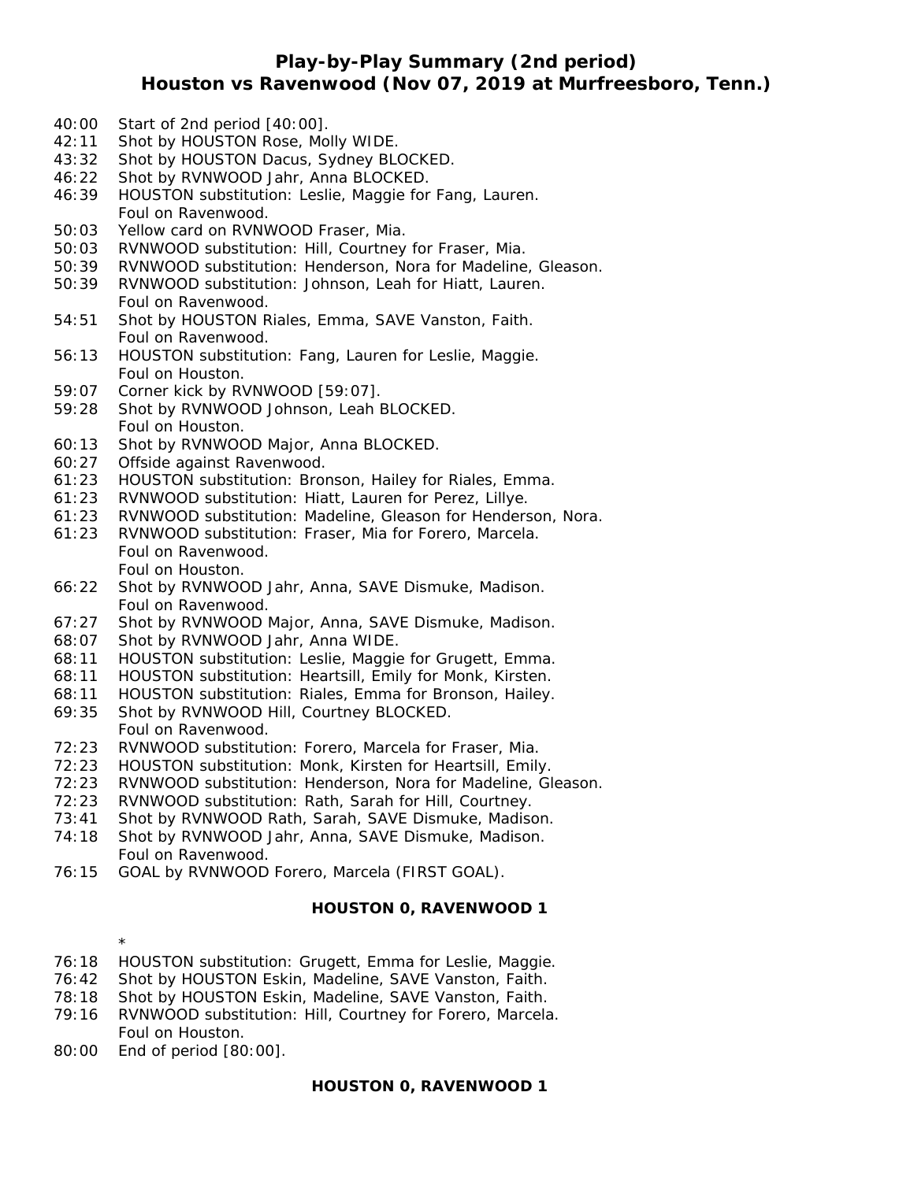## Play-by-Play Summary (2nd period)
## Houston vs Ravenwood (Nov 07, 2019 at Murfreesboro, Tenn.)

40:00 Start of 2nd period [40:00].
42:11 Shot by HOUSTON Rose, Molly WIDE.
43:32 Shot by HOUSTON Dacus, Sydney BLOCKED.
46:22 Shot by RVNWOOD Jahr, Anna BLOCKED.
46:39 HOUSTON substitution: Leslie, Maggie for Fang, Lauren.
Foul on Ravenwood.
50:03 Yellow card on RVNWOOD Fraser, Mia.
50:03 RVNWOOD substitution: Hill, Courtney for Fraser, Mia.
50:39 RVNWOOD substitution: Henderson, Nora for Madeline, Gleason.
50:39 RVNWOOD substitution: Johnson, Leah for Hiatt, Lauren.
Foul on Ravenwood.
54:51 Shot by HOUSTON Riales, Emma, SAVE Vanston, Faith.
Foul on Ravenwood.
56:13 HOUSTON substitution: Fang, Lauren for Leslie, Maggie.
Foul on Houston.
59:07 Corner kick by RVNWOOD [59:07].
59:28 Shot by RVNWOOD Johnson, Leah BLOCKED.
Foul on Houston.
60:13 Shot by RVNWOOD Major, Anna BLOCKED.
60:27 Offside against Ravenwood.
61:23 HOUSTON substitution: Bronson, Hailey for Riales, Emma.
61:23 RVNWOOD substitution: Hiatt, Lauren for Perez, Lillye.
61:23 RVNWOOD substitution: Madeline, Gleason for Henderson, Nora.
61:23 RVNWOOD substitution: Fraser, Mia for Forero, Marcela.
Foul on Ravenwood.
Foul on Houston.
66:22 Shot by RVNWOOD Jahr, Anna, SAVE Dismuke, Madison.
Foul on Ravenwood.
67:27 Shot by RVNWOOD Major, Anna, SAVE Dismuke, Madison.
68:07 Shot by RVNWOOD Jahr, Anna WIDE.
68:11 HOUSTON substitution: Leslie, Maggie for Grugett, Emma.
68:11 HOUSTON substitution: Heartsill, Emily for Monk, Kirsten.
68:11 HOUSTON substitution: Riales, Emma for Bronson, Hailey.
69:35 Shot by RVNWOOD Hill, Courtney BLOCKED.
Foul on Ravenwood.
72:23 RVNWOOD substitution: Forero, Marcela for Fraser, Mia.
72:23 HOUSTON substitution: Monk, Kirsten for Heartsill, Emily.
72:23 RVNWOOD substitution: Henderson, Nora for Madeline, Gleason.
72:23 RVNWOOD substitution: Rath, Sarah for Hill, Courtney.
73:41 Shot by RVNWOOD Rath, Sarah, SAVE Dismuke, Madison.
74:18 Shot by RVNWOOD Jahr, Anna, SAVE Dismuke, Madison.
Foul on Ravenwood.
76:15 GOAL by RVNWOOD Forero, Marcela (FIRST GOAL).

**HOUSTON 0, RAVENWOOD 1**

*

76:18 HOUSTON substitution: Grugett, Emma for Leslie, Maggie.
76:42 Shot by HOUSTON Eskin, Madeline, SAVE Vanston, Faith.
78:18 Shot by HOUSTON Eskin, Madeline, SAVE Vanston, Faith.
79:16 RVNWOOD substitution: Hill, Courtney for Forero, Marcela.
Foul on Houston.
80:00 End of period [80:00].

**HOUSTON 0, RAVENWOOD 1**